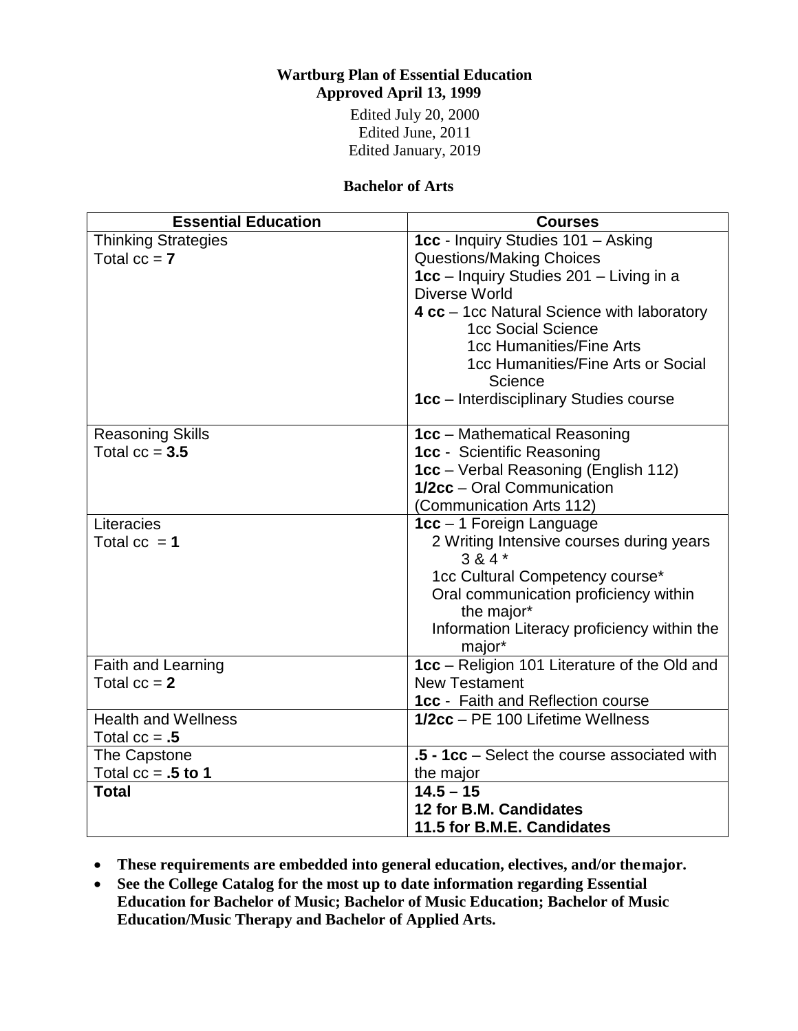# Wartburg Plan of Essential Education

**Approved April 13, 1999**

Edited July 20, 2000
Edited June, 2011
Edited January, 2019

## Bachelor of Arts

| Essential Education | Courses |
|---|---|
| Thinking Strategies<br>Total cc = **7** | **1cc** - Inquiry Studies 101 – Asking Questions/Making Choices<br>**1cc** – Inquiry Studies 201 – Living in a Diverse World<br>**4 cc** – 1cc Natural Science with laboratory<br>1cc Social Science<br>1cc Humanities/Fine Arts<br>1cc Humanities/Fine Arts or Social Science<br>**1cc** – Interdisciplinary Studies course |
| Reasoning Skills<br>Total cc = **3.5** | **1cc** – Mathematical Reasoning<br>**1cc** - Scientific Reasoning<br>**1cc** – Verbal Reasoning (English 112)<br>**1/2cc** – Oral Communication (Communication Arts 112) |
| Literacies<br>Total cc = **1** | **1cc** – 1 Foreign Language<br>2 Writing Intensive courses during years 3 & 4 *<br>1cc Cultural Competency course*<br>Oral communication proficiency within the major*<br>Information Literacy proficiency within the major* |
| Faith and Learning<br>Total cc = **2** | **1cc** – Religion 101 Literature of the Old and New Testament<br>**1cc** - Faith and Reflection course |
| Health and Wellness<br>Total cc = **.5** | **1/2cc** – PE 100 Lifetime Wellness |
| The Capstone<br>Total cc = **.5 to 1** | **.5 - 1cc** – Select the course associated with the major |
| **Total** | **14.5 – 15**<br>**12 for B.M. Candidates**<br>**11.5 for B.M.E. Candidates** |

- **These requirements are embedded into general education, electives, and/or the major.**
- **See the College Catalog for the most up to date information regarding Essential Education for Bachelor of Music; Bachelor of Music Education; Bachelor of Music Education/Music Therapy and Bachelor of Applied Arts.**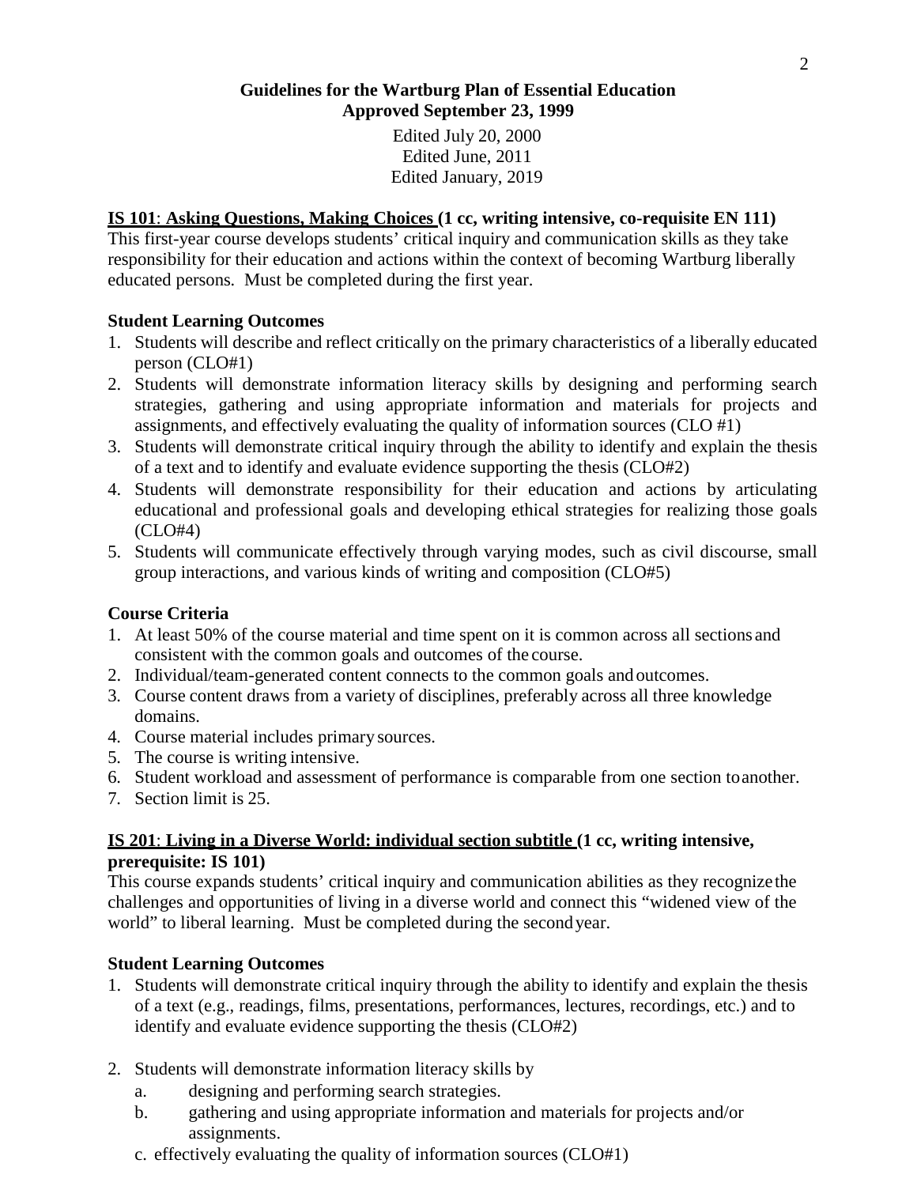**Guidelines for the Wartburg Plan of Essential Education**
**Approved September 23, 1999**

Edited July 20, 2000
Edited June, 2011
Edited January, 2019

## **IS 101**: **Asking Questions, Making Choices** (1 cc, writing intensive, co-requisite EN 111)

This first-year course develops students' critical inquiry and communication skills as they take responsibility for their education and actions within the context of becoming Wartburg liberally educated persons. Must be completed during the first year.

### Student Learning Outcomes

1. Students will describe and reflect critically on the primary characteristics of a liberally educated person (CLO#1)
2. Students will demonstrate information literacy skills by designing and performing search strategies, gathering and using appropriate information and materials for projects and assignments, and effectively evaluating the quality of information sources (CLO #1)
3. Students will demonstrate critical inquiry through the ability to identify and explain the thesis of a text and to identify and evaluate evidence supporting the thesis (CLO#2)
4. Students will demonstrate responsibility for their education and actions by articulating educational and professional goals and developing ethical strategies for realizing those goals (CLO#4)
5. Students will communicate effectively through varying modes, such as civil discourse, small group interactions, and various kinds of writing and composition (CLO#5)

### Course Criteria

1. At least 50% of the course material and time spent on it is common across all sections and consistent with the common goals and outcomes of the course.
2. Individual/team-generated content connects to the common goals and outcomes.
3. Course content draws from a variety of disciplines, preferably across all three knowledge domains.
4. Course material includes primary sources.
5. The course is writing intensive.
6. Student workload and assessment of performance is comparable from one section to another.
7. Section limit is 25.

## **IS 201**: **Living in a Diverse World: individual section subtitle** (1 cc, writing intensive, prerequisite: IS 101)

This course expands students' critical inquiry and communication abilities as they recognize the challenges and opportunities of living in a diverse world and connect this "widened view of the world" to liberal learning. Must be completed during the second year.

### Student Learning Outcomes

1. Students will demonstrate critical inquiry through the ability to identify and explain the thesis of a text (e.g., readings, films, presentations, performances, lectures, recordings, etc.) and to identify and evaluate evidence supporting the thesis (CLO#2)
2. Students will demonstrate information literacy skills by
   a. designing and performing search strategies.
   b. gathering and using appropriate information and materials for projects and/or assignments.
   c. effectively evaluating the quality of information sources (CLO#1)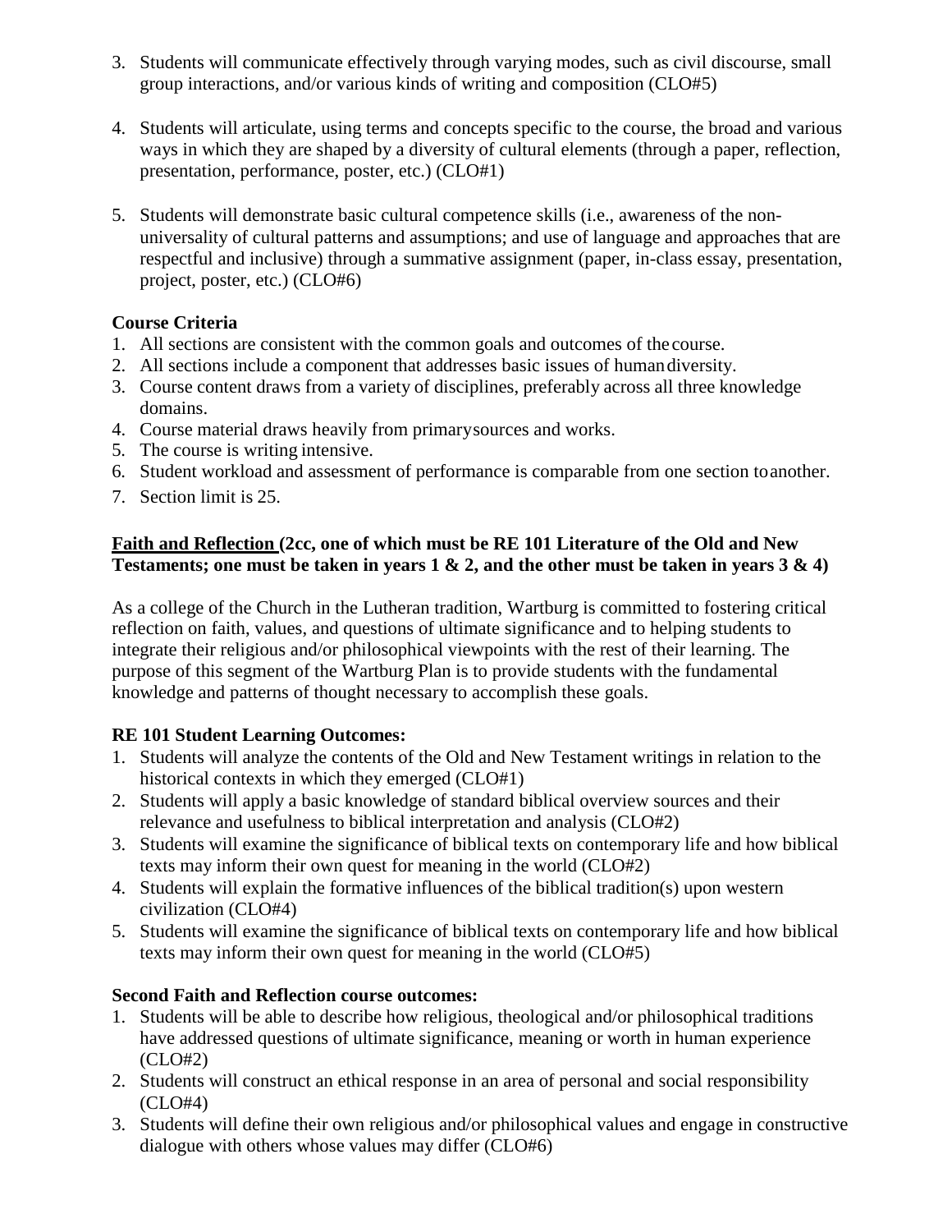3. Students will communicate effectively through varying modes, such as civil discourse, small group interactions, and/or various kinds of writing and composition (CLO#5)

4. Students will articulate, using terms and concepts specific to the course, the broad and various ways in which they are shaped by a diversity of cultural elements (through a paper, reflection, presentation, performance, poster, etc.) (CLO#1)

5. Students will demonstrate basic cultural competence skills (i.e., awareness of the non-universality of cultural patterns and assumptions; and use of language and approaches that are respectful and inclusive) through a summative assignment (paper, in-class essay, presentation, project, poster, etc.) (CLO#6)

**Course Criteria**

1. All sections are consistent with the common goals and outcomes of the course.
2. All sections include a component that addresses basic issues of human diversity.
3. Course content draws from a variety of disciplines, preferably across all three knowledge domains.
4. Course material draws heavily from primary sources and works.
5. The course is writing intensive.
6. Student workload and assessment of performance is comparable from one section to another.
7. Section limit is 25.

**<u>Faith and Reflection</u> (2cc, one of which must be RE 101 Literature of the Old and New Testaments; one must be taken in years 1 & 2, and the other must be taken in years 3 & 4)**

As a college of the Church in the Lutheran tradition, Wartburg is committed to fostering critical reflection on faith, values, and questions of ultimate significance and to helping students to integrate their religious and/or philosophical viewpoints with the rest of their learning. The purpose of this segment of the Wartburg Plan is to provide students with the fundamental knowledge and patterns of thought necessary to accomplish these goals.

**RE 101 Student Learning Outcomes:**

1. Students will analyze the contents of the Old and New Testament writings in relation to the historical contexts in which they emerged (CLO#1)
2. Students will apply a basic knowledge of standard biblical overview sources and their relevance and usefulness to biblical interpretation and analysis (CLO#2)
3. Students will examine the significance of biblical texts on contemporary life and how biblical texts may inform their own quest for meaning in the world (CLO#2)
4. Students will explain the formative influences of the biblical tradition(s) upon western civilization (CLO#4)
5. Students will examine the significance of biblical texts on contemporary life and how biblical texts may inform their own quest for meaning in the world (CLO#5)

**Second Faith and Reflection course outcomes:**

1. Students will be able to describe how religious, theological and/or philosophical traditions have addressed questions of ultimate significance, meaning or worth in human experience (CLO#2)
2. Students will construct an ethical response in an area of personal and social responsibility (CLO#4)
3. Students will define their own religious and/or philosophical values and engage in constructive dialogue with others whose values may differ (CLO#6)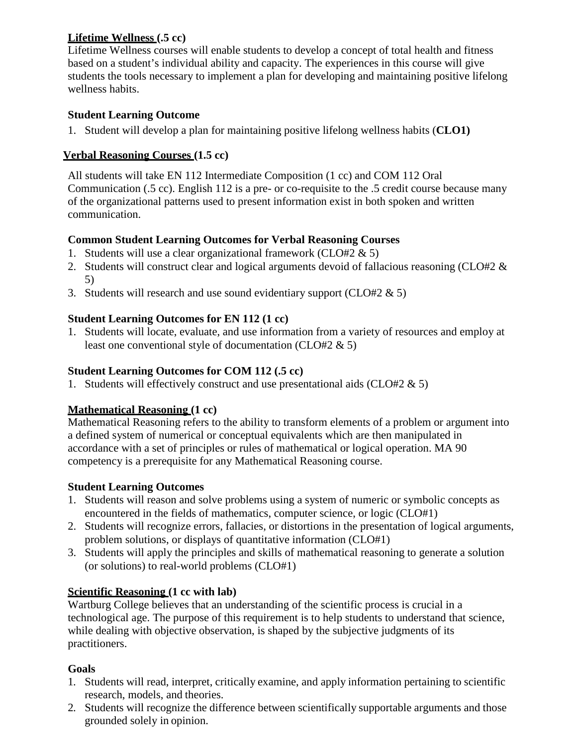**Lifetime Wellness (.5 cc)**

Lifetime Wellness courses will enable students to develop a concept of total health and fitness based on a student's individual ability and capacity. The experiences in this course will give students the tools necessary to implement a plan for developing and maintaining positive lifelong wellness habits.

**Student Learning Outcome**

1. Student will develop a plan for maintaining positive lifelong wellness habits (**CLO1)**

**Verbal Reasoning Courses (1.5 cc)**

All students will take EN 112 Intermediate Composition (1 cc) and COM 112 Oral Communication (.5 cc). English 112 is a pre- or co-requisite to the .5 credit course because many of the organizational patterns used to present information exist in both spoken and written communication.

**Common Student Learning Outcomes for Verbal Reasoning Courses**

1. Students will use a clear organizational framework (CLO#2 & 5)
2. Students will construct clear and logical arguments devoid of fallacious reasoning (CLO#2 & 5)
3. Students will research and use sound evidentiary support (CLO#2 & 5)

**Student Learning Outcomes for EN 112 (1 cc)**

1. Students will locate, evaluate, and use information from a variety of resources and employ at least one conventional style of documentation (CLO#2 & 5)

**Student Learning Outcomes for COM 112 (.5 cc)**

1. Students will effectively construct and use presentational aids (CLO#2 & 5)

**Mathematical Reasoning (1 cc)**

Mathematical Reasoning refers to the ability to transform elements of a problem or argument into a defined system of numerical or conceptual equivalents which are then manipulated in accordance with a set of principles or rules of mathematical or logical operation. MA 90 competency is a prerequisite for any Mathematical Reasoning course.

**Student Learning Outcomes**

1. Students will reason and solve problems using a system of numeric or symbolic concepts as encountered in the fields of mathematics, computer science, or logic (CLO#1)
2. Students will recognize errors, fallacies, or distortions in the presentation of logical arguments, problem solutions, or displays of quantitative information (CLO#1)
3. Students will apply the principles and skills of mathematical reasoning to generate a solution (or solutions) to real-world problems (CLO#1)

**Scientific Reasoning (1 cc with lab)**

Wartburg College believes that an understanding of the scientific process is crucial in a technological age. The purpose of this requirement is to help students to understand that science, while dealing with objective observation, is shaped by the subjective judgments of its practitioners.

**Goals**

1. Students will read, interpret, critically examine, and apply information pertaining to scientific research, models, and theories.
2. Students will recognize the difference between scientifically supportable arguments and those grounded solely in opinion.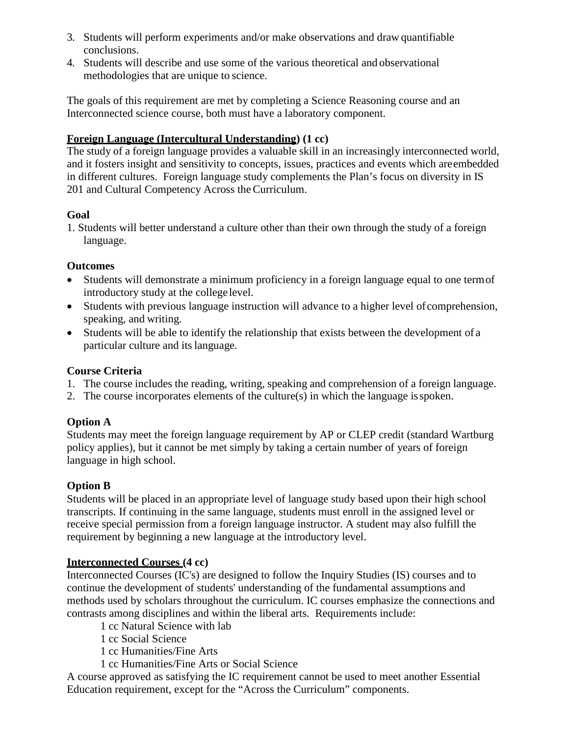3. Students will perform experiments and/or make observations and draw quantifiable conclusions.
4. Students will describe and use some of the various theoretical and observational methodologies that are unique to science.

The goals of this requirement are met by completing a Science Reasoning course and an Interconnected science course, both must have a laboratory component.

**<u>Foreign Language (Intercultural Understanding</u>) (1 cc)**

The study of a foreign language provides a valuable skill in an increasingly interconnected world, and it fosters insight and sensitivity to concepts, issues, practices and events which are embedded in different cultures. Foreign language study complements the Plan's focus on diversity in IS 201 and Cultural Competency Across the Curriculum.

**Goal**

1. Students will better understand a culture other than their own through the study of a foreign language.

**Outcomes**

- Students will demonstrate a minimum proficiency in a foreign language equal to one term of introductory study at the college level.
- Students with previous language instruction will advance to a higher level of comprehension, speaking, and writing.
- Students will be able to identify the relationship that exists between the development of a particular culture and its language.

**Course Criteria**

1. The course includes the reading, writing, speaking and comprehension of a foreign language.
2. The course incorporates elements of the culture(s) in which the language is spoken.

**Option A**

Students may meet the foreign language requirement by AP or CLEP credit (standard Wartburg policy applies), but it cannot be met simply by taking a certain number of years of foreign language in high school.

**Option B**

Students will be placed in an appropriate level of language study based upon their high school transcripts. If continuing in the same language, students must enroll in the assigned level or receive special permission from a foreign language instructor. A student may also fulfill the requirement by beginning a new language at the introductory level.

**<u>Interconnected Courses</u> (4 cc)**

Interconnected Courses (IC's) are designed to follow the Inquiry Studies (IS) courses and to continue the development of students' understanding of the fundamental assumptions and methods used by scholars throughout the curriculum. IC courses emphasize the connections and contrasts among disciplines and within the liberal arts. Requirements include:

1 cc Natural Science with lab
1 cc Social Science
1 cc Humanities/Fine Arts
1 cc Humanities/Fine Arts or Social Science

A course approved as satisfying the IC requirement cannot be used to meet another Essential Education requirement, except for the "Across the Curriculum" components.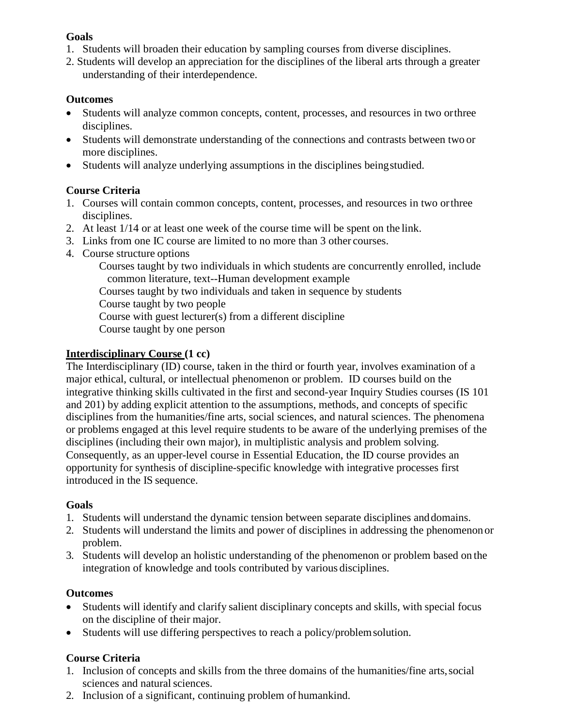**Goals**

1. Students will broaden their education by sampling courses from diverse disciplines.
2. Students will develop an appreciation for the disciplines of the liberal arts through a greater understanding of their interdependence.

**Outcomes**

- Students will analyze common concepts, content, processes, and resources in two or three disciplines.
- Students will demonstrate understanding of the connections and contrasts between two or more disciplines.
- Students will analyze underlying assumptions in the disciplines being studied.

**Course Criteria**

1. Courses will contain common concepts, content, processes, and resources in two or three disciplines.
2. At least 1/14 or at least one week of the course time will be spent on the link.
3. Links from one IC course are limited to no more than 3 other courses.
4. Course structure options

   Courses taught by two individuals in which students are concurrently enrolled, include common literature, text--Human development example

   Courses taught by two individuals and taken in sequence by students

   Course taught by two people

   Course with guest lecturer(s) from a different discipline

   Course taught by one person

**Interdisciplinary Course (1 cc)**

The Interdisciplinary (ID) course, taken in the third or fourth year, involves examination of a major ethical, cultural, or intellectual phenomenon or problem. ID courses build on the integrative thinking skills cultivated in the first and second-year Inquiry Studies courses (IS 101 and 201) by adding explicit attention to the assumptions, methods, and concepts of specific disciplines from the humanities/fine arts, social sciences, and natural sciences. The phenomena or problems engaged at this level require students to be aware of the underlying premises of the disciplines (including their own major), in multiplistic analysis and problem solving. Consequently, as an upper-level course in Essential Education, the ID course provides an opportunity for synthesis of discipline-specific knowledge with integrative processes first introduced in the IS sequence.

**Goals**

1. Students will understand the dynamic tension between separate disciplines and domains.
2. Students will understand the limits and power of disciplines in addressing the phenomenon or problem.
3. Students will develop an holistic understanding of the phenomenon or problem based on the integration of knowledge and tools contributed by various disciplines.

**Outcomes**

- Students will identify and clarify salient disciplinary concepts and skills, with special focus on the discipline of their major.
- Students will use differing perspectives to reach a policy/problem solution.

**Course Criteria**

1. Inclusion of concepts and skills from the three domains of the humanities/fine arts, social sciences and natural sciences.
2. Inclusion of a significant, continuing problem of humankind.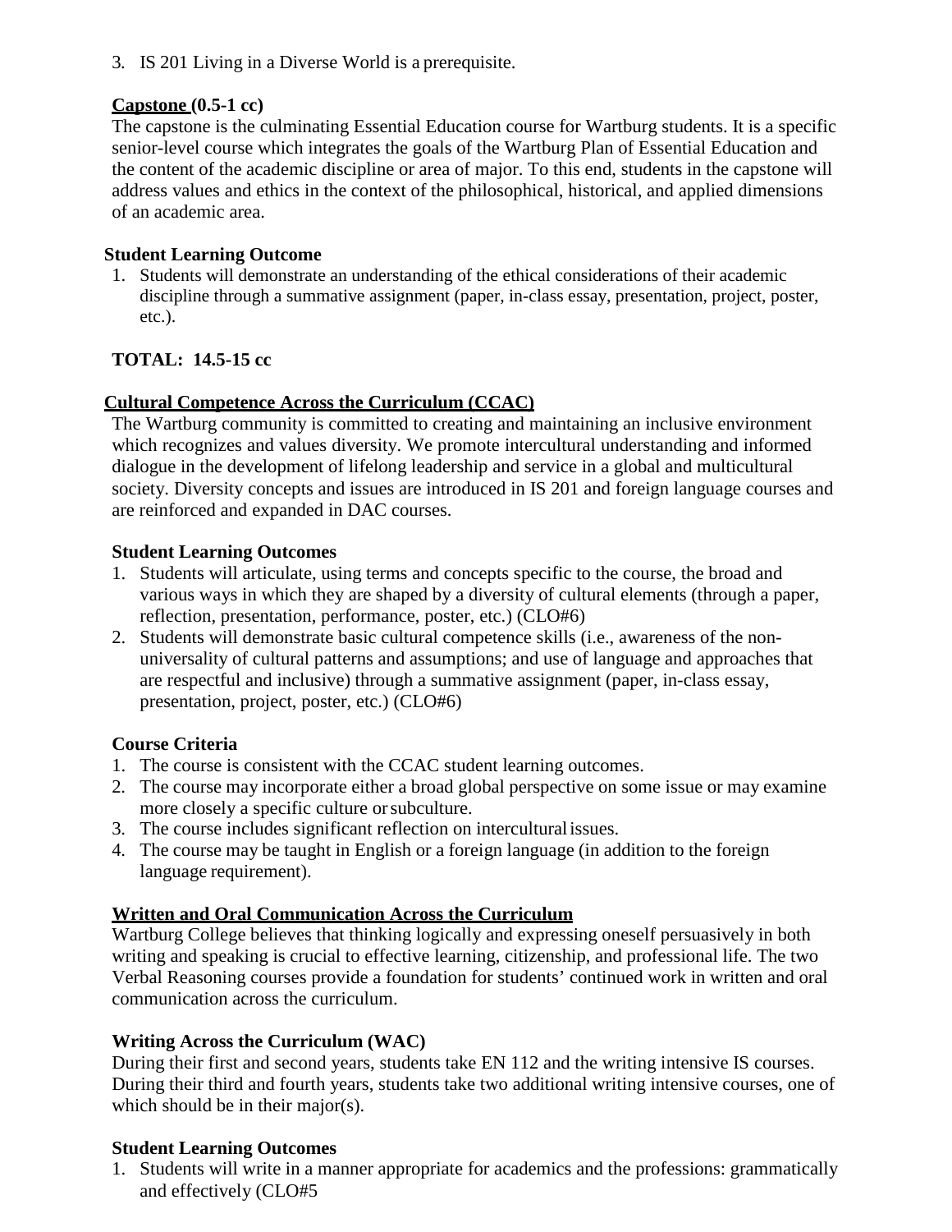3. IS 201 Living in a Diverse World is a prerequisite.

**Capstone (0.5-1 cc)**

The capstone is the culminating Essential Education course for Wartburg students. It is a specific senior-level course which integrates the goals of the Wartburg Plan of Essential Education and the content of the academic discipline or area of major. To this end, students in the capstone will address values and ethics in the context of the philosophical, historical, and applied dimensions of an academic area.

**Student Learning Outcome**

1. Students will demonstrate an understanding of the ethical considerations of their academic discipline through a summative assignment (paper, in-class essay, presentation, project, poster, etc.).

**TOTAL: 14.5-15 cc**

## Cultural Competence Across the Curriculum (CCAC)

The Wartburg community is committed to creating and maintaining an inclusive environment which recognizes and values diversity. We promote intercultural understanding and informed dialogue in the development of lifelong leadership and service in a global and multicultural society. Diversity concepts and issues are introduced in IS 201 and foreign language courses and are reinforced and expanded in DAC courses.

**Student Learning Outcomes**

1. Students will articulate, using terms and concepts specific to the course, the broad and various ways in which they are shaped by a diversity of cultural elements (through a paper, reflection, presentation, performance, poster, etc.) (CLO#6)
2. Students will demonstrate basic cultural competence skills (i.e., awareness of the non-universality of cultural patterns and assumptions; and use of language and approaches that are respectful and inclusive) through a summative assignment (paper, in-class essay, presentation, project, poster, etc.) (CLO#6)

**Course Criteria**

1. The course is consistent with the CCAC student learning outcomes.
2. The course may incorporate either a broad global perspective on some issue or may examine more closely a specific culture or subculture.
3. The course includes significant reflection on intercultural issues.
4. The course may be taught in English or a foreign language (in addition to the foreign language requirement).

## Written and Oral Communication Across the Curriculum

Wartburg College believes that thinking logically and expressing oneself persuasively in both writing and speaking is crucial to effective learning, citizenship, and professional life. The two Verbal Reasoning courses provide a foundation for students' continued work in written and oral communication across the curriculum.

**Writing Across the Curriculum (WAC)**

During their first and second years, students take EN 112 and the writing intensive IS courses. During their third and fourth years, students take two additional writing intensive courses, one of which should be in their major(s).

**Student Learning Outcomes**

1. Students will write in a manner appropriate for academics and the professions: grammatically and effectively (CLO#5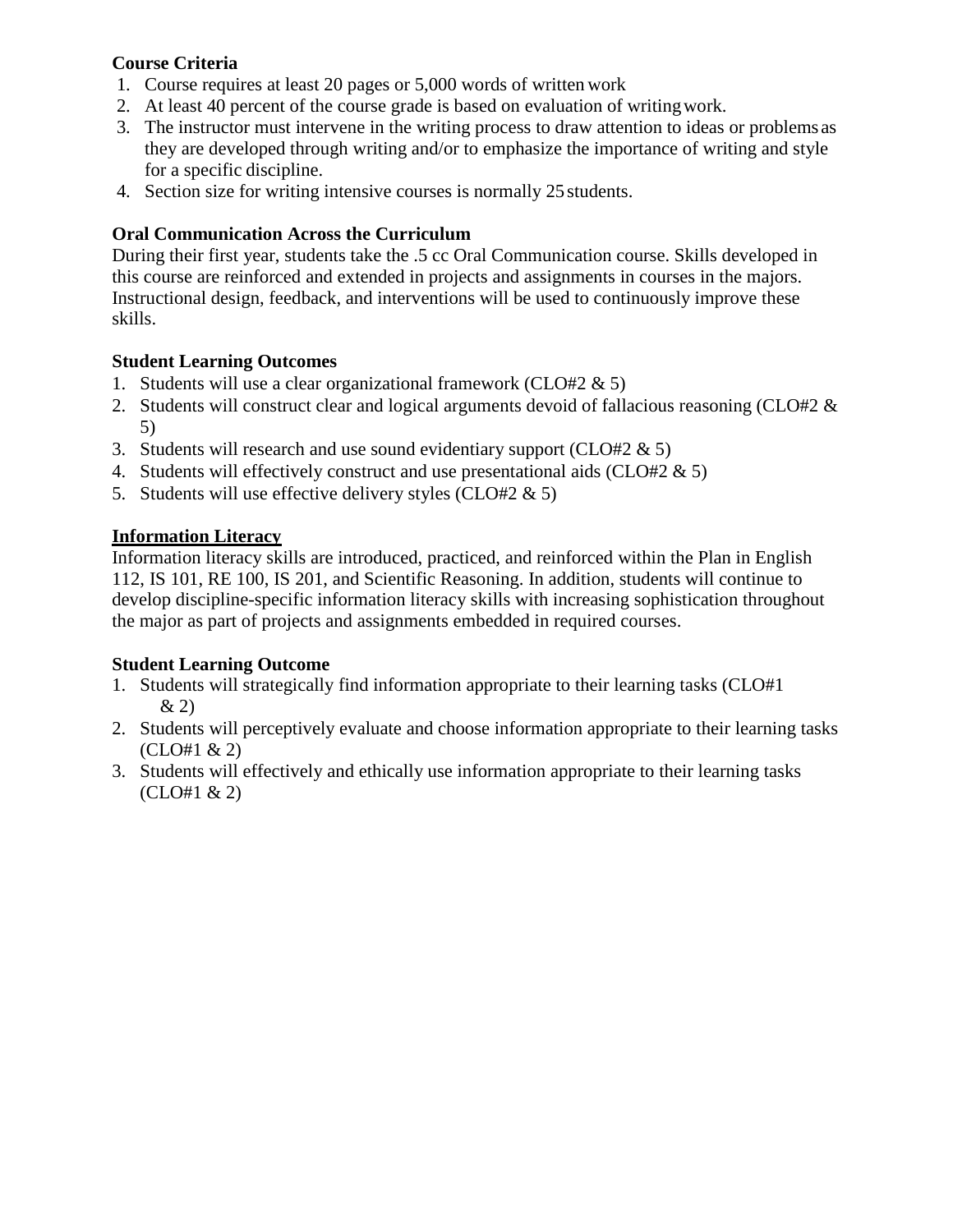**Course Criteria**

1. Course requires at least 20 pages or 5,000 words of written work
2. At least 40 percent of the course grade is based on evaluation of writing work.
3. The instructor must intervene in the writing process to draw attention to ideas or problems as they are developed through writing and/or to emphasize the importance of writing and style for a specific discipline.
4. Section size for writing intensive courses is normally 25 students.

**Oral Communication Across the Curriculum**

During their first year, students take the .5 cc Oral Communication course. Skills developed in this course are reinforced and extended in projects and assignments in courses in the majors. Instructional design, feedback, and interventions will be used to continuously improve these skills.

**Student Learning Outcomes**

1. Students will use a clear organizational framework (CLO#2 & 5)
2. Students will construct clear and logical arguments devoid of fallacious reasoning (CLO#2 & 5)
3. Students will research and use sound evidentiary support (CLO#2 & 5)
4. Students will effectively construct and use presentational aids (CLO#2 & 5)
5. Students will use effective delivery styles (CLO#2 & 5)

**Information Literacy**

Information literacy skills are introduced, practiced, and reinforced within the Plan in English 112, IS 101, RE 100, IS 201, and Scientific Reasoning. In addition, students will continue to develop discipline-specific information literacy skills with increasing sophistication throughout the major as part of projects and assignments embedded in required courses.

**Student Learning Outcome**

1. Students will strategically find information appropriate to their learning tasks (CLO#1 & 2)
2. Students will perceptively evaluate and choose information appropriate to their learning tasks (CLO#1 & 2)
3. Students will effectively and ethically use information appropriate to their learning tasks (CLO#1 & 2)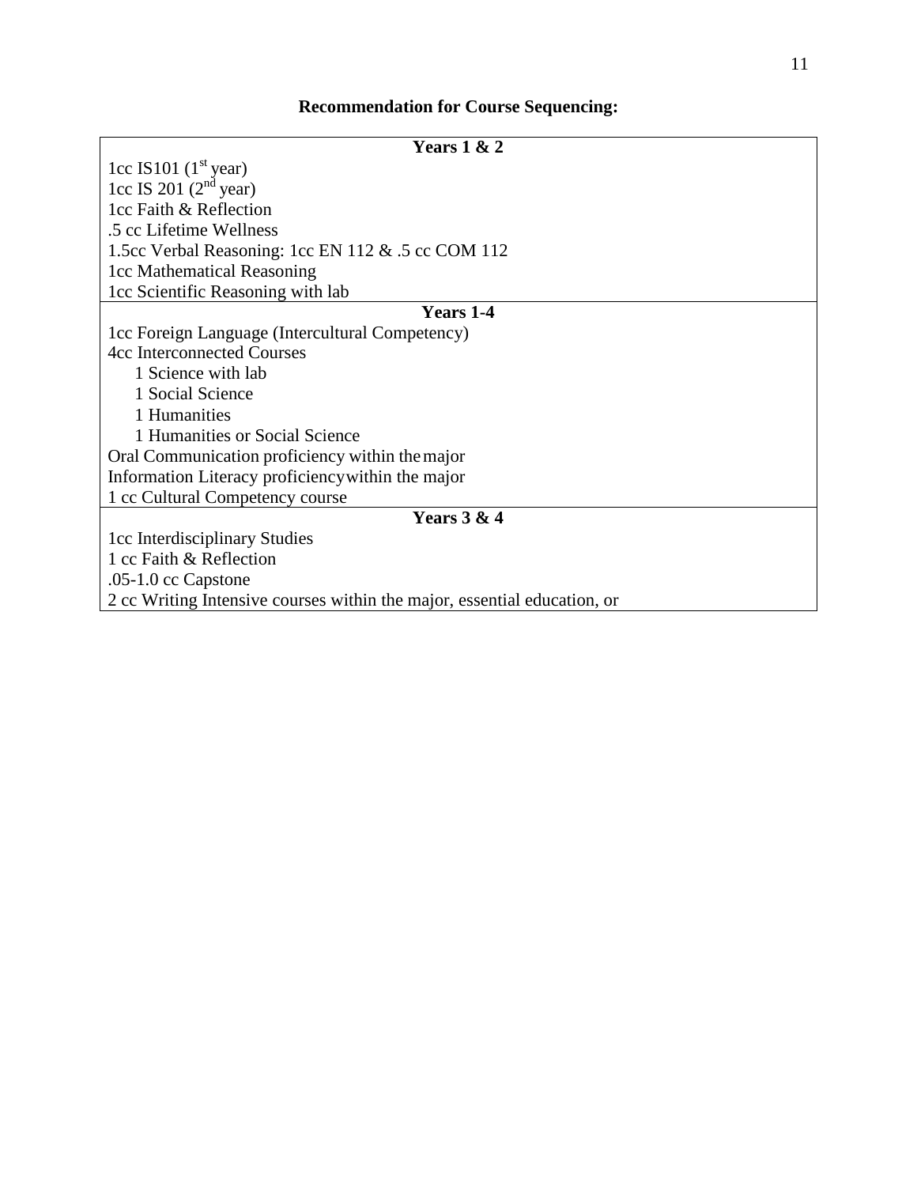**Recommendation for Course Sequencing:**

| |
|---|
| **Years 1 & 2** |
| 1cc IS101 (1st year)<br>1cc IS 201 (2nd year)<br>1cc Faith & Reflection<br>.5 cc Lifetime Wellness<br>1.5cc Verbal Reasoning: 1cc EN 112 & .5 cc COM 112<br>1cc Mathematical Reasoning<br>1cc Scientific Reasoning with lab |
| **Years 1-4** |
| 1cc Foreign Language (Intercultural Competency)<br>4cc Interconnected Courses<br>&nbsp;&nbsp;&nbsp;&nbsp;1 Science with lab<br>&nbsp;&nbsp;&nbsp;&nbsp;1 Social Science<br>&nbsp;&nbsp;&nbsp;&nbsp;1 Humanities<br>&nbsp;&nbsp;&nbsp;&nbsp;1 Humanities or Social Science<br>Oral Communication proficiency within the major<br>Information Literacy proficiency within the major<br>1 cc Cultural Competency course |
| **Years 3 & 4** |
| 1cc Interdisciplinary Studies<br>1 cc Faith & Reflection<br>.05-1.0 cc Capstone<br>2 cc Writing Intensive courses within the major, essential education, or |